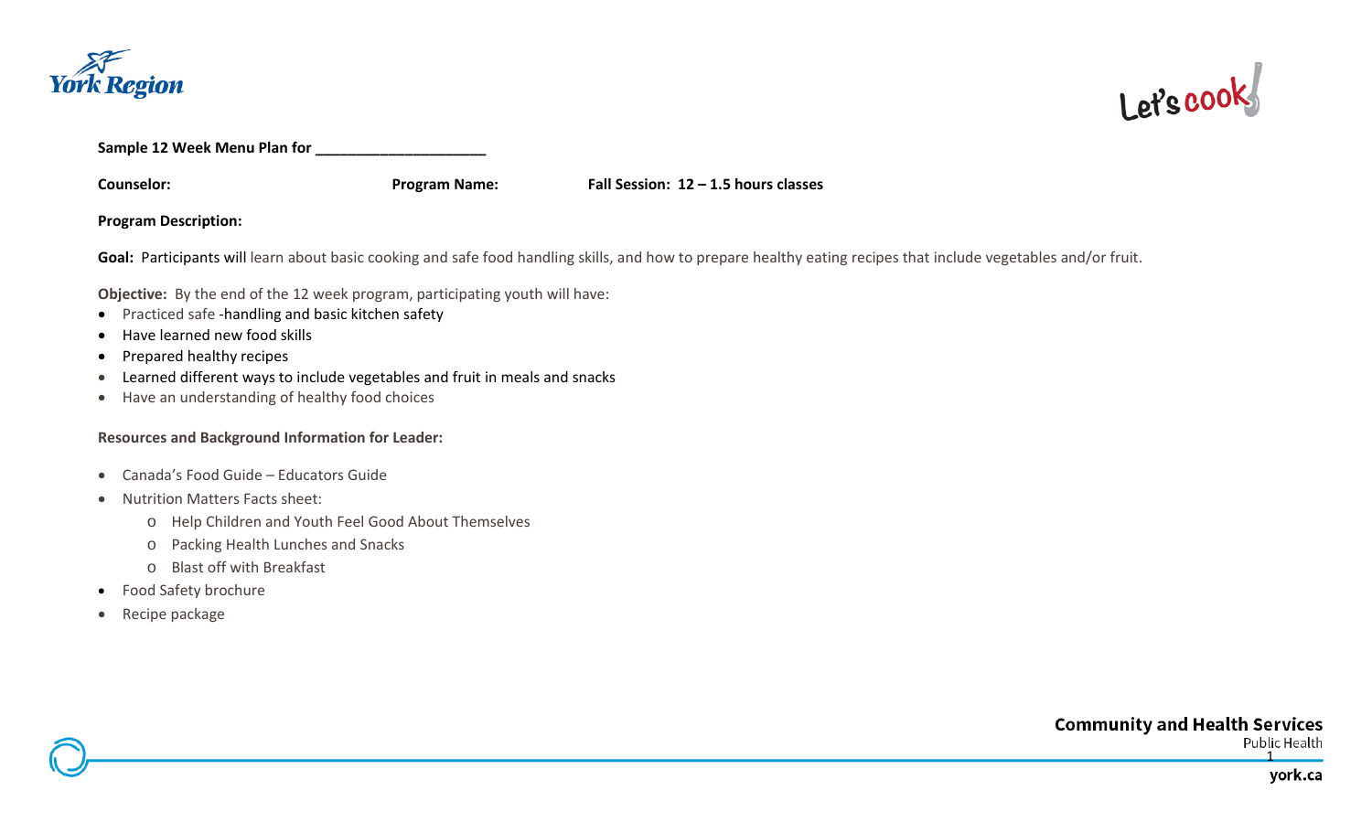**Sample 12 Week Menu Plan for ____________________**

**Counselor:** **Program Name:** **Fall Session: 12 – 1.5 hours classes**

**Program Description:**

**Goal:** Participants will learn about basic cooking and safe food handling skills, and how to prepare healthy eating recipes that include vegetables and/or fruit.

**Objective:** By the end of the 12 week program, participating youth will have:

- Practiced safe -handling and basic kitchen safety
- Have learned new food skills
- Prepared healthy recipes
- Learned different ways to include vegetables and fruit in meals and snacks
- Have an understanding of healthy food choices

**Resources and Background Information for Leader:**

- Canada's Food Guide – Educators Guide
- Nutrition Matters Facts sheet:
  - Help Children and Youth Feel Good About Themselves
  - Packing Health Lunches and Snacks
  - Blast off with Breakfast
- Food Safety brochure
- Recipe package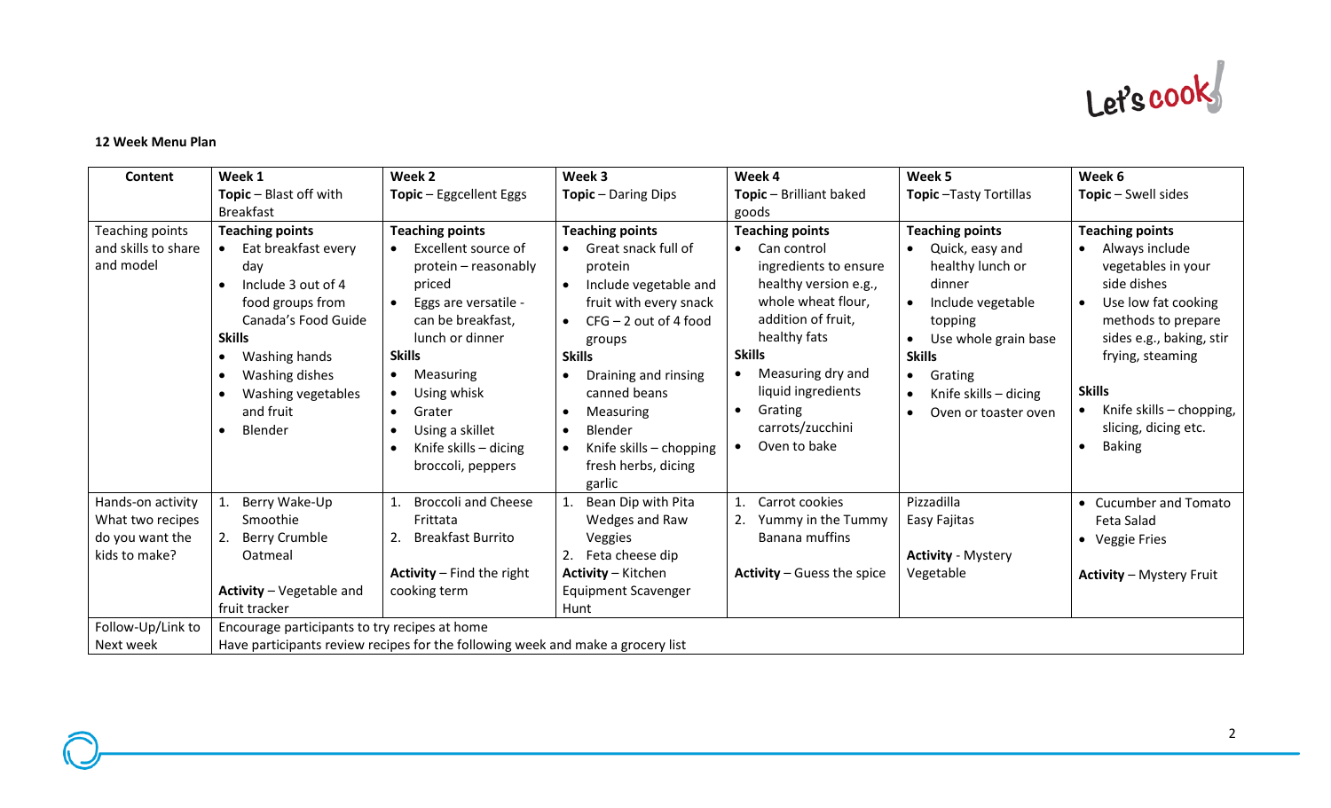**12 Week Menu Plan**

| Content | Week 1<br>**Topic** – Blast off with Breakfast | Week 2<br>**Topic** – Eggcellent Eggs | Week 3<br>**Topic** – Daring Dips | Week 4<br>**Topic** – Brilliant baked goods | Week 5<br>**Topic** –Tasty Tortillas | Week 6<br>**Topic** – Swell sides |
|---|---|---|---|---|---|---|
| Teaching points and skills to share and model | **Teaching points**<br>• Eat breakfast every day<br>• Include 3 out of 4 food groups from Canada's Food Guide<br>**Skills**<br>• Washing hands<br>• Washing dishes<br>• Washing vegetables and fruit<br>• Blender | **Teaching points**<br>• Excellent source of protein – reasonably priced<br>• Eggs are versatile - can be breakfast, lunch or dinner<br>**Skills**<br>• Measuring<br>• Using whisk<br>• Grater<br>• Using a skillet<br>• Knife skills – dicing broccoli, peppers | **Teaching points**<br>• Great snack full of protein<br>• Include vegetable and fruit with every snack<br>• CFG – 2 out of 4 food groups<br>**Skills**<br>• Draining and rinsing canned beans<br>• Measuring<br>• Blender<br>• Knife skills – chopping fresh herbs, dicing garlic | **Teaching points**<br>• Can control ingredients to ensure healthy version e.g., whole wheat flour, addition of fruit, healthy fats<br>**Skills**<br>• Measuring dry and liquid ingredients<br>• Grating carrots/zucchini<br>• Oven to bake | **Teaching points**<br>• Quick, easy and healthy lunch or dinner<br>• Include vegetable topping<br>• Use whole grain base<br>**Skills**<br>• Grating<br>• Knife skills – dicing<br>• Oven or toaster oven | **Teaching points**<br>• Always include vegetables in your side dishes<br>• Use low fat cooking methods to prepare sides e.g., baking, stir frying, steaming<br>**Skills**<br>• Knife skills – chopping, slicing, dicing etc.<br>• Baking |
| Hands-on activity<br>What two recipes do you want the kids to make? | 1. Berry Wake-Up Smoothie<br>2. Berry Crumble Oatmeal<br><br>**Activity** – Vegetable and fruit tracker | 1. Broccoli and Cheese Frittata<br>2. Breakfast Burrito<br><br>**Activity** – Find the right cooking term | 1. Bean Dip with Pita Wedges and Raw Veggies<br>2. Feta cheese dip<br>**Activity** – Kitchen Equipment Scavenger Hunt | 1. Carrot cookies<br>2. Yummy in the Tummy Banana muffins<br><br>**Activity** – Guess the spice | Pizzadilla<br>Easy Fajitas<br><br>**Activity** - Mystery Vegetable | • Cucumber and Tomato Feta Salad<br>• Veggie Fries<br><br>**Activity** – Mystery Fruit |
| Follow-Up/Link to Next week | Encourage participants to try recipes at home<br>Have participants review recipes for the following week and make a grocery list | | | | | |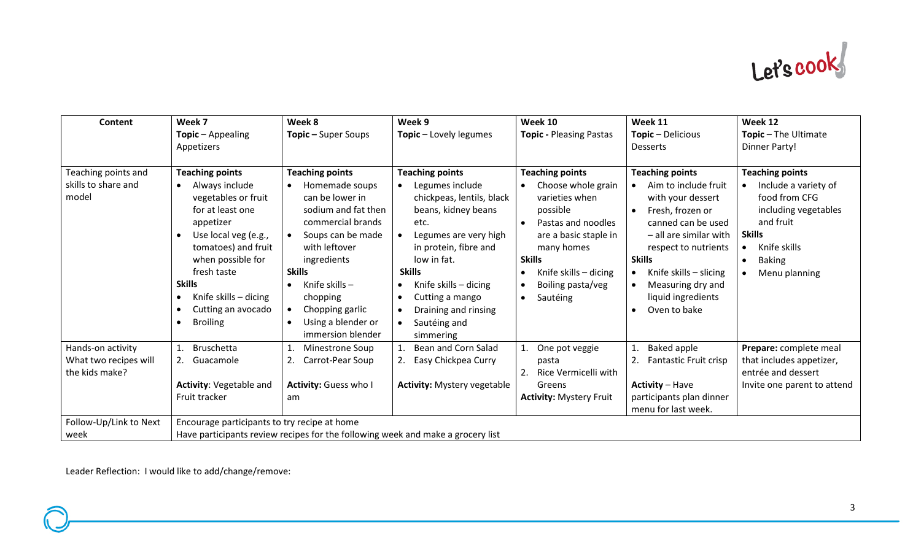| Content | Week 7<br>**Topic** – Appealing Appetizers | Week 8<br>**Topic** – Super Soups | Week 9<br>**Topic** – Lovely legumes | Week 10<br>**Topic** - Pleasing Pastas | Week 11<br>**Topic** – Delicious Desserts | Week 12<br>**Topic** – The Ultimate Dinner Party! |
|---|---|---|---|---|---|---|
| Teaching points and skills to share and model | **Teaching points**<br>• Always include vegetables or fruit for at least one appetizer<br>• Use local veg (e.g., tomatoes) and fruit when possible for fresh taste<br>**Skills**<br>• Knife skills – dicing<br>• Cutting an avocado<br>• Broiling | **Teaching points**<br>• Homemade soups can be lower in sodium and fat then commercial brands<br>• Soups can be made with leftover ingredients<br>**Skills**<br>• Knife skills – chopping<br>• Chopping garlic<br>• Using a blender or immersion blender | **Teaching points**<br>• Legumes include chickpeas, lentils, black beans, kidney beans etc.<br>• Legumes are very high in protein, fibre and low in fat.<br>**Skills**<br>• Knife skills – dicing<br>• Cutting a mango<br>• Draining and rinsing<br>• Sautéing and simmering | **Teaching points**<br>• Choose whole grain varieties when possible<br>• Pastas and noodles are a basic staple in many homes<br>**Skills**<br>• Knife skills – dicing<br>• Boiling pasta/veg<br>• Sautéing | **Teaching points**<br>• Aim to include fruit with your dessert<br>• Fresh, frozen or canned can be used – all are similar with respect to nutrients<br>**Skills**<br>• Knife skills – slicing<br>• Measuring dry and liquid ingredients<br>• Oven to bake | **Teaching points**<br>• Include a variety of food from CFG including vegetables and fruit<br>**Skills**<br>• Knife skills<br>• Baking<br>• Menu planning |
| Hands-on activity What two recipes will the kids make? | 1. Bruschetta<br>2. Guacamole<br><br>**Activity**: Vegetable and Fruit tracker | 1. Minestrone Soup<br>2. Carrot-Pear Soup<br><br>**Activity:** Guess who I am | 1. Bean and Corn Salad<br>2. Easy Chickpea Curry<br><br>**Activity:** Mystery vegetable | 1. One pot veggie pasta<br>2. Rice Vermicelli with Greens<br>**Activity:** Mystery Fruit | 1. Baked apple<br>2. Fantastic Fruit crisp<br><br>**Activity** – Have participants plan dinner menu for last week. | **Prepare:** complete meal that includes appetizer, entrée and dessert<br>Invite one parent to attend |
| Follow-Up/Link to Next week | Encourage participants to try recipe at home<br>Have participants review recipes for the following week and make a grocery list | | | | | |

Leader Reflection: I would like to add/change/remove: